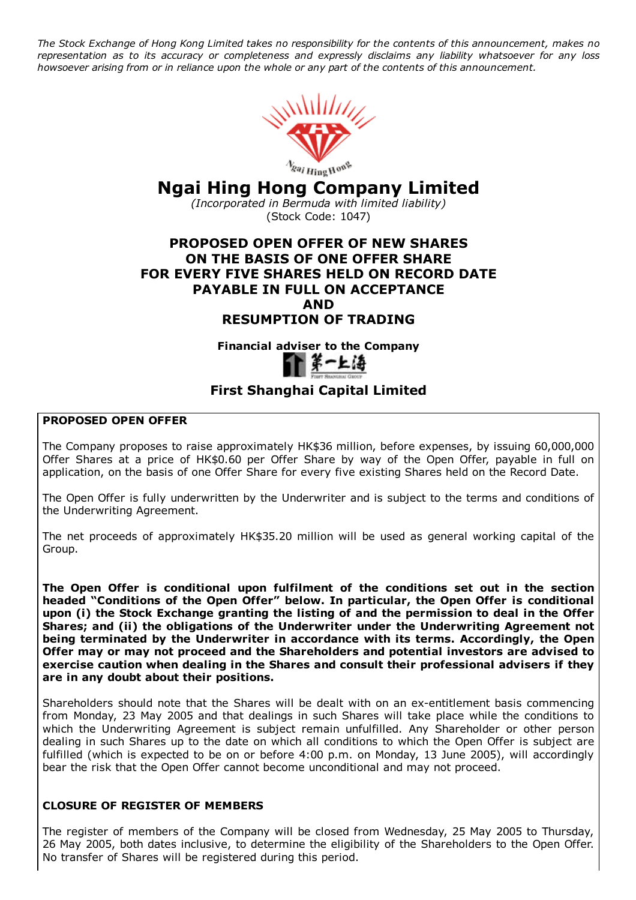*The Stock Exchange of Hong Kong Limited takes no responsibility for the contents of this announcement, makes no representation as to its accuracy or completeness and expressly disclaims any liability whatsoever for any loss howsoever arising from or in reliance upon the whole or any part of the contents of this announcement.*

# Ngai Hing Hong Company Limited

*(Incorporated in Bermuda with limited liability)*
(Stock Code: 1047)

## PROPOSED OPEN OFFER OF NEW SHARES ON THE BASIS OF ONE OFFER SHARE FOR EVERY FIVE SHARES HELD ON RECORD DATE PAYABLE IN FULL ON ACCEPTANCE AND RESUMPTION OF TRADING

**Financial adviser to the Company**

**First Shanghai Capital Limited**

**PROPOSED OPEN OFFER**

The Company proposes to raise approximately HK$36 million, before expenses, by issuing 60,000,000 Offer Shares at a price of HK$0.60 per Offer Share by way of the Open Offer, payable in full on application, on the basis of one Offer Share for every five existing Shares held on the Record Date.

The Open Offer is fully underwritten by the Underwriter and is subject to the terms and conditions of the Underwriting Agreement.

The net proceeds of approximately HK$35.20 million will be used as general working capital of the Group.

**The Open Offer is conditional upon fulfilment of the conditions set out in the section headed "Conditions of the Open Offer" below. In particular, the Open Offer is conditional upon (i) the Stock Exchange granting the listing of and the permission to deal in the Offer Shares; and (ii) the obligations of the Underwriter under the Underwriting Agreement not being terminated by the Underwriter in accordance with its terms. Accordingly, the Open Offer may or may not proceed and the Shareholders and potential investors are advised to exercise caution when dealing in the Shares and consult their professional advisers if they are in any doubt about their positions.**

Shareholders should note that the Shares will be dealt with on an ex-entitlement basis commencing from Monday, 23 May 2005 and that dealings in such Shares will take place while the conditions to which the Underwriting Agreement is subject remain unfulfilled. Any Shareholder or other person dealing in such Shares up to the date on which all conditions to which the Open Offer is subject are fulfilled (which is expected to be on or before 4:00 p.m. on Monday, 13 June 2005), will accordingly bear the risk that the Open Offer cannot become unconditional and may not proceed.

**CLOSURE OF REGISTER OF MEMBERS**

The register of members of the Company will be closed from Wednesday, 25 May 2005 to Thursday, 26 May 2005, both dates inclusive, to determine the eligibility of the Shareholders to the Open Offer. No transfer of Shares will be registered during this period.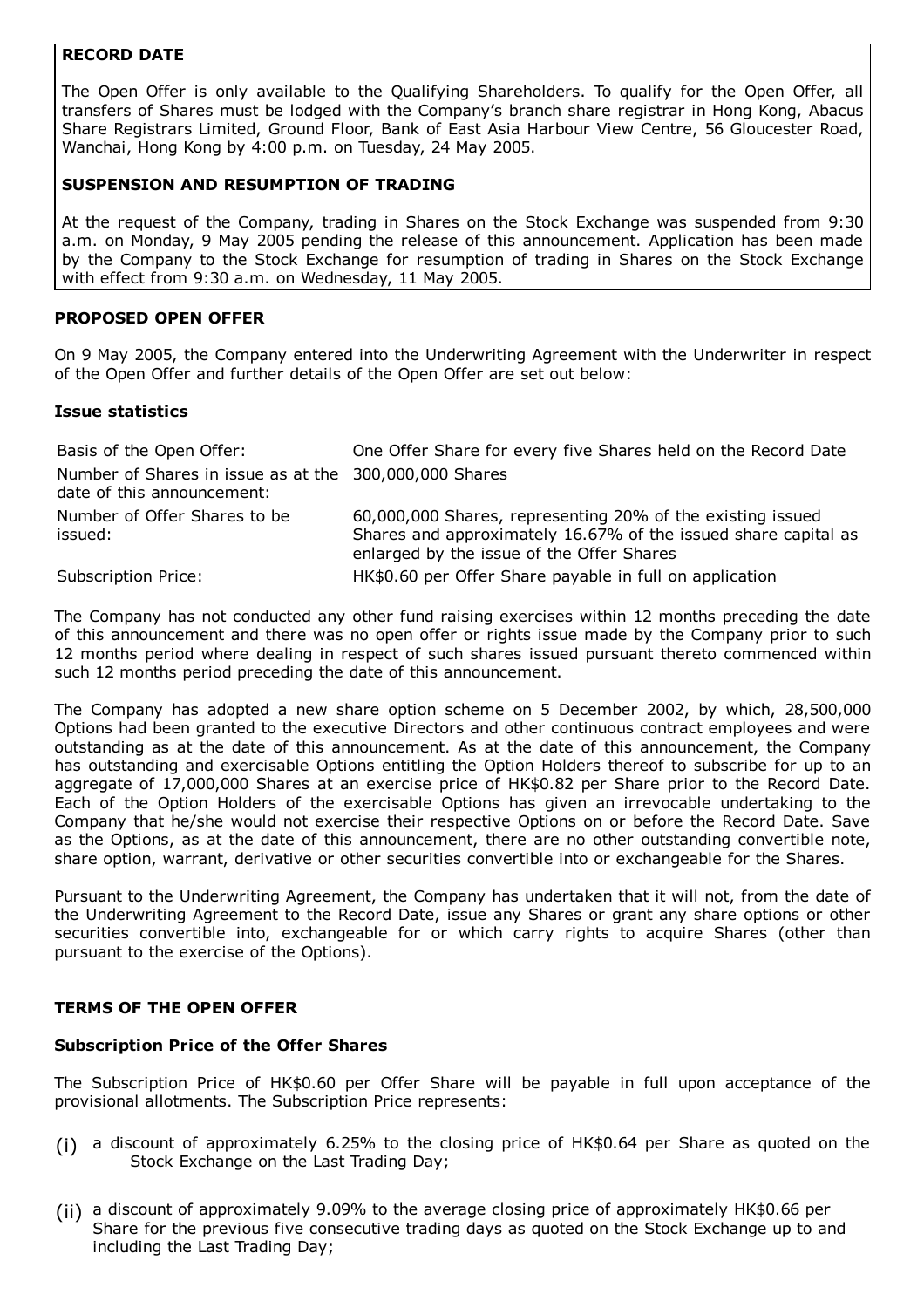**RECORD DATE**

The Open Offer is only available to the Qualifying Shareholders. To qualify for the Open Offer, all transfers of Shares must be lodged with the Company's branch share registrar in Hong Kong, Abacus Share Registrars Limited, Ground Floor, Bank of East Asia Harbour View Centre, 56 Gloucester Road, Wanchai, Hong Kong by 4:00 p.m. on Tuesday, 24 May 2005.

**SUSPENSION AND RESUMPTION OF TRADING**

At the request of the Company, trading in Shares on the Stock Exchange was suspended from 9:30 a.m. on Monday, 9 May 2005 pending the release of this announcement. Application has been made by the Company to the Stock Exchange for resumption of trading in Shares on the Stock Exchange with effect from 9:30 a.m. on Wednesday, 11 May 2005.

## PROPOSED OPEN OFFER

On 9 May 2005, the Company entered into the Underwriting Agreement with the Underwriter in respect of the Open Offer and further details of the Open Offer are set out below:

### Issue statistics

| | |
|---|---|
| Basis of the Open Offer: | One Offer Share for every five Shares held on the Record Date |
| Number of Shares in issue as at the date of this announcement: | 300,000,000 Shares |
| Number of Offer Shares to be issued: | 60,000,000 Shares, representing 20% of the existing issued Shares and approximately 16.67% of the issued share capital as enlarged by the issue of the Offer Shares |
| Subscription Price: | HK$0.60 per Offer Share payable in full on application |

The Company has not conducted any other fund raising exercises within 12 months preceding the date of this announcement and there was no open offer or rights issue made by the Company prior to such 12 months period where dealing in respect of such shares issued pursuant thereto commenced within such 12 months period preceding the date of this announcement.

The Company has adopted a new share option scheme on 5 December 2002, by which, 28,500,000 Options had been granted to the executive Directors and other continuous contract employees and were outstanding as at the date of this announcement. As at the date of this announcement, the Company has outstanding and exercisable Options entitling the Option Holders thereof to subscribe for up to an aggregate of 17,000,000 Shares at an exercise price of HK$0.82 per Share prior to the Record Date. Each of the Option Holders of the exercisable Options has given an irrevocable undertaking to the Company that he/she would not exercise their respective Options on or before the Record Date. Save as the Options, as at the date of this announcement, there are no other outstanding convertible note, share option, warrant, derivative or other securities convertible into or exchangeable for the Shares.

Pursuant to the Underwriting Agreement, the Company has undertaken that it will not, from the date of the Underwriting Agreement to the Record Date, issue any Shares or grant any share options or other securities convertible into, exchangeable for or which carry rights to acquire Shares (other than pursuant to the exercise of the Options).

## TERMS OF THE OPEN OFFER

### Subscription Price of the Offer Shares

The Subscription Price of HK$0.60 per Offer Share will be payable in full upon acceptance of the provisional allotments. The Subscription Price represents:

(i) a discount of approximately 6.25% to the closing price of HK$0.64 per Share as quoted on the Stock Exchange on the Last Trading Day;

(ii) a discount of approximately 9.09% to the average closing price of approximately HK$0.66 per Share for the previous five consecutive trading days as quoted on the Stock Exchange up to and including the Last Trading Day;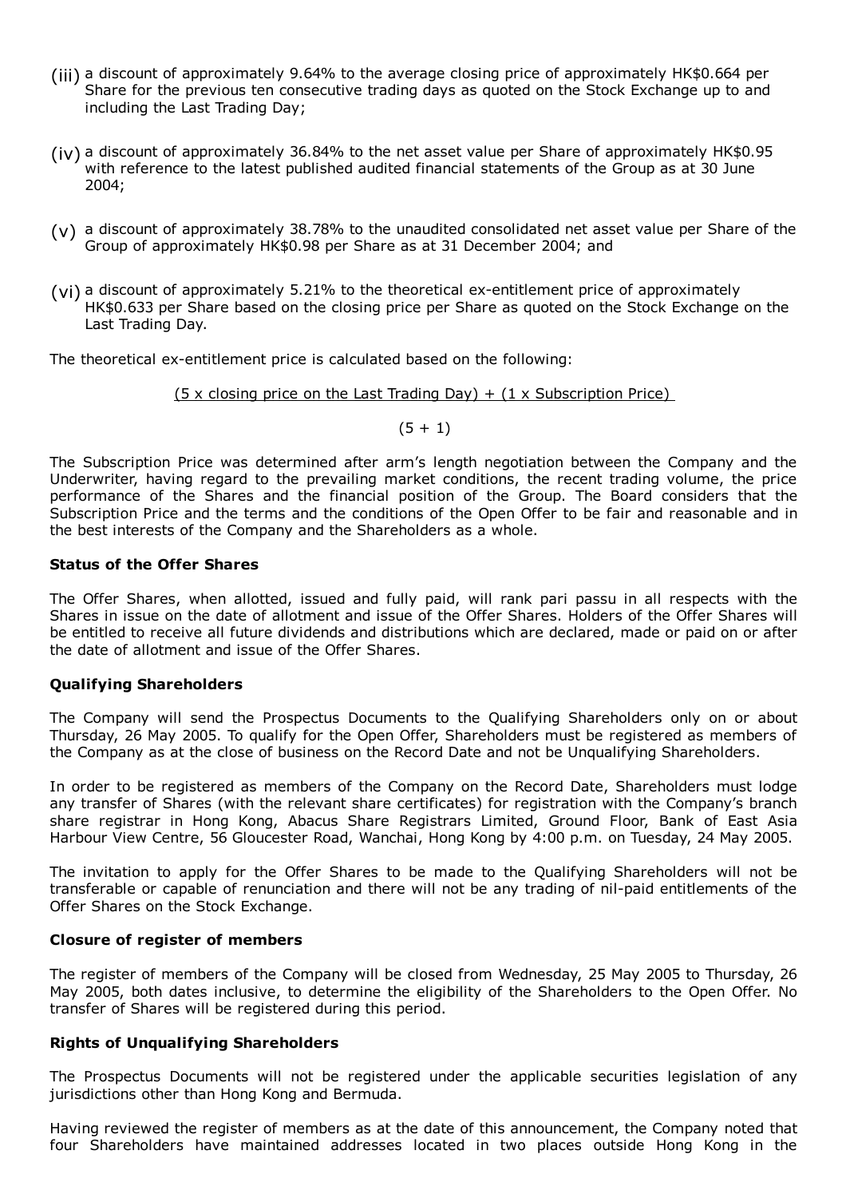(iii) a discount of approximately 9.64% to the average closing price of approximately HK$0.664 per Share for the previous ten consecutive trading days as quoted on the Stock Exchange up to and including the Last Trading Day;

(iv) a discount of approximately 36.84% to the net asset value per Share of approximately HK$0.95 with reference to the latest published audited financial statements of the Group as at 30 June 2004;

(v) a discount of approximately 38.78% to the unaudited consolidated net asset value per Share of the Group of approximately HK$0.98 per Share as at 31 December 2004; and

(vi) a discount of approximately 5.21% to the theoretical ex-entitlement price of approximately HK$0.633 per Share based on the closing price per Share as quoted on the Stock Exchange on the Last Trading Day.

The theoretical ex-entitlement price is calculated based on the following:

$$\frac{(5 \times \text{closing price on the Last Trading Day}) + (1 \times \text{Subscription Price})}{(5 + 1)}$$

The Subscription Price was determined after arm's length negotiation between the Company and the Underwriter, having regard to the prevailing market conditions, the recent trading volume, the price performance of the Shares and the financial position of the Group. The Board considers that the Subscription Price and the terms and the conditions of the Open Offer to be fair and reasonable and in the best interests of the Company and the Shareholders as a whole.

**Status of the Offer Shares**

The Offer Shares, when allotted, issued and fully paid, will rank pari passu in all respects with the Shares in issue on the date of allotment and issue of the Offer Shares. Holders of the Offer Shares will be entitled to receive all future dividends and distributions which are declared, made or paid on or after the date of allotment and issue of the Offer Shares.

**Qualifying Shareholders**

The Company will send the Prospectus Documents to the Qualifying Shareholders only on or about Thursday, 26 May 2005. To qualify for the Open Offer, Shareholders must be registered as members of the Company as at the close of business on the Record Date and not be Unqualifying Shareholders.

In order to be registered as members of the Company on the Record Date, Shareholders must lodge any transfer of Shares (with the relevant share certificates) for registration with the Company's branch share registrar in Hong Kong, Abacus Share Registrars Limited, Ground Floor, Bank of East Asia Harbour View Centre, 56 Gloucester Road, Wanchai, Hong Kong by 4:00 p.m. on Tuesday, 24 May 2005.

The invitation to apply for the Offer Shares to be made to the Qualifying Shareholders will not be transferable or capable of renunciation and there will not be any trading of nil-paid entitlements of the Offer Shares on the Stock Exchange.

**Closure of register of members**

The register of members of the Company will be closed from Wednesday, 25 May 2005 to Thursday, 26 May 2005, both dates inclusive, to determine the eligibility of the Shareholders to the Open Offer. No transfer of Shares will be registered during this period.

**Rights of Unqualifying Shareholders**

The Prospectus Documents will not be registered under the applicable securities legislation of any jurisdictions other than Hong Kong and Bermuda.

Having reviewed the register of members as at the date of this announcement, the Company noted that four Shareholders have maintained addresses located in two places outside Hong Kong in the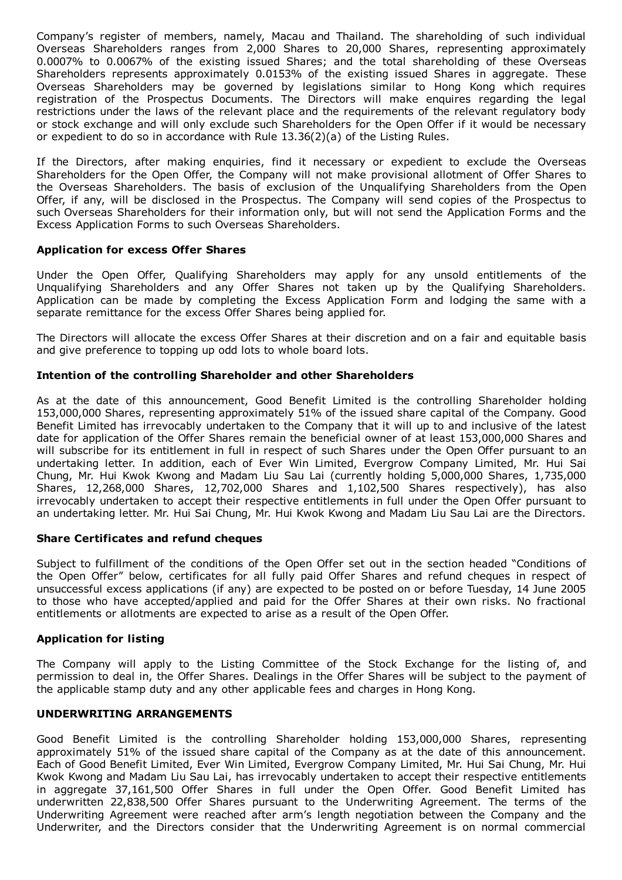Company's register of members, namely, Macau and Thailand. The shareholding of such individual Overseas Shareholders ranges from 2,000 Shares to 20,000 Shares, representing approximately 0.0007% to 0.0067% of the existing issued Shares; and the total shareholding of these Overseas Shareholders represents approximately 0.0153% of the existing issued Shares in aggregate. These Overseas Shareholders may be governed by legislations similar to Hong Kong which requires registration of the Prospectus Documents. The Directors will make enquires regarding the legal restrictions under the laws of the relevant place and the requirements of the relevant regulatory body or stock exchange and will only exclude such Shareholders for the Open Offer if it would be necessary or expedient to do so in accordance with Rule 13.36(2)(a) of the Listing Rules.

If the Directors, after making enquiries, find it necessary or expedient to exclude the Overseas Shareholders for the Open Offer, the Company will not make provisional allotment of Offer Shares to the Overseas Shareholders. The basis of exclusion of the Unqualifying Shareholders from the Open Offer, if any, will be disclosed in the Prospectus. The Company will send copies of the Prospectus to such Overseas Shareholders for their information only, but will not send the Application Forms and the Excess Application Forms to such Overseas Shareholders.

**Application for excess Offer Shares**

Under the Open Offer, Qualifying Shareholders may apply for any unsold entitlements of the Unqualifying Shareholders and any Offer Shares not taken up by the Qualifying Shareholders. Application can be made by completing the Excess Application Form and lodging the same with a separate remittance for the excess Offer Shares being applied for.

The Directors will allocate the excess Offer Shares at their discretion and on a fair and equitable basis and give preference to topping up odd lots to whole board lots.

**Intention of the controlling Shareholder and other Shareholders**

As at the date of this announcement, Good Benefit Limited is the controlling Shareholder holding 153,000,000 Shares, representing approximately 51% of the issued share capital of the Company. Good Benefit Limited has irrevocably undertaken to the Company that it will up to and inclusive of the latest date for application of the Offer Shares remain the beneficial owner of at least 153,000,000 Shares and will subscribe for its entitlement in full in respect of such Shares under the Open Offer pursuant to an undertaking letter. In addition, each of Ever Win Limited, Evergrow Company Limited, Mr. Hui Sai Chung, Mr. Hui Kwok Kwong and Madam Liu Sau Lai (currently holding 5,000,000 Shares, 1,735,000 Shares, 12,268,000 Shares, 12,702,000 Shares and 1,102,500 Shares respectively), has also irrevocably undertaken to accept their respective entitlements in full under the Open Offer pursuant to an undertaking letter. Mr. Hui Sai Chung, Mr. Hui Kwok Kwong and Madam Liu Sau Lai are the Directors.

**Share Certificates and refund cheques**

Subject to fulfillment of the conditions of the Open Offer set out in the section headed "Conditions of the Open Offer" below, certificates for all fully paid Offer Shares and refund cheques in respect of unsuccessful excess applications (if any) are expected to be posted on or before Tuesday, 14 June 2005 to those who have accepted/applied and paid for the Offer Shares at their own risks. No fractional entitlements or allotments are expected to arise as a result of the Open Offer.

**Application for listing**

The Company will apply to the Listing Committee of the Stock Exchange for the listing of, and permission to deal in, the Offer Shares. Dealings in the Offer Shares will be subject to the payment of the applicable stamp duty and any other applicable fees and charges in Hong Kong.

## UNDERWRITING ARRANGEMENTS

Good Benefit Limited is the controlling Shareholder holding 153,000,000 Shares, representing approximately 51% of the issued share capital of the Company as at the date of this announcement. Each of Good Benefit Limited, Ever Win Limited, Evergrow Company Limited, Mr. Hui Sai Chung, Mr. Hui Kwok Kwong and Madam Liu Sau Lai, has irrevocably undertaken to accept their respective entitlements in aggregate 37,161,500 Offer Shares in full under the Open Offer. Good Benefit Limited has underwritten 22,838,500 Offer Shares pursuant to the Underwriting Agreement. The terms of the Underwriting Agreement were reached after arm's length negotiation between the Company and the Underwriter, and the Directors consider that the Underwriting Agreement is on normal commercial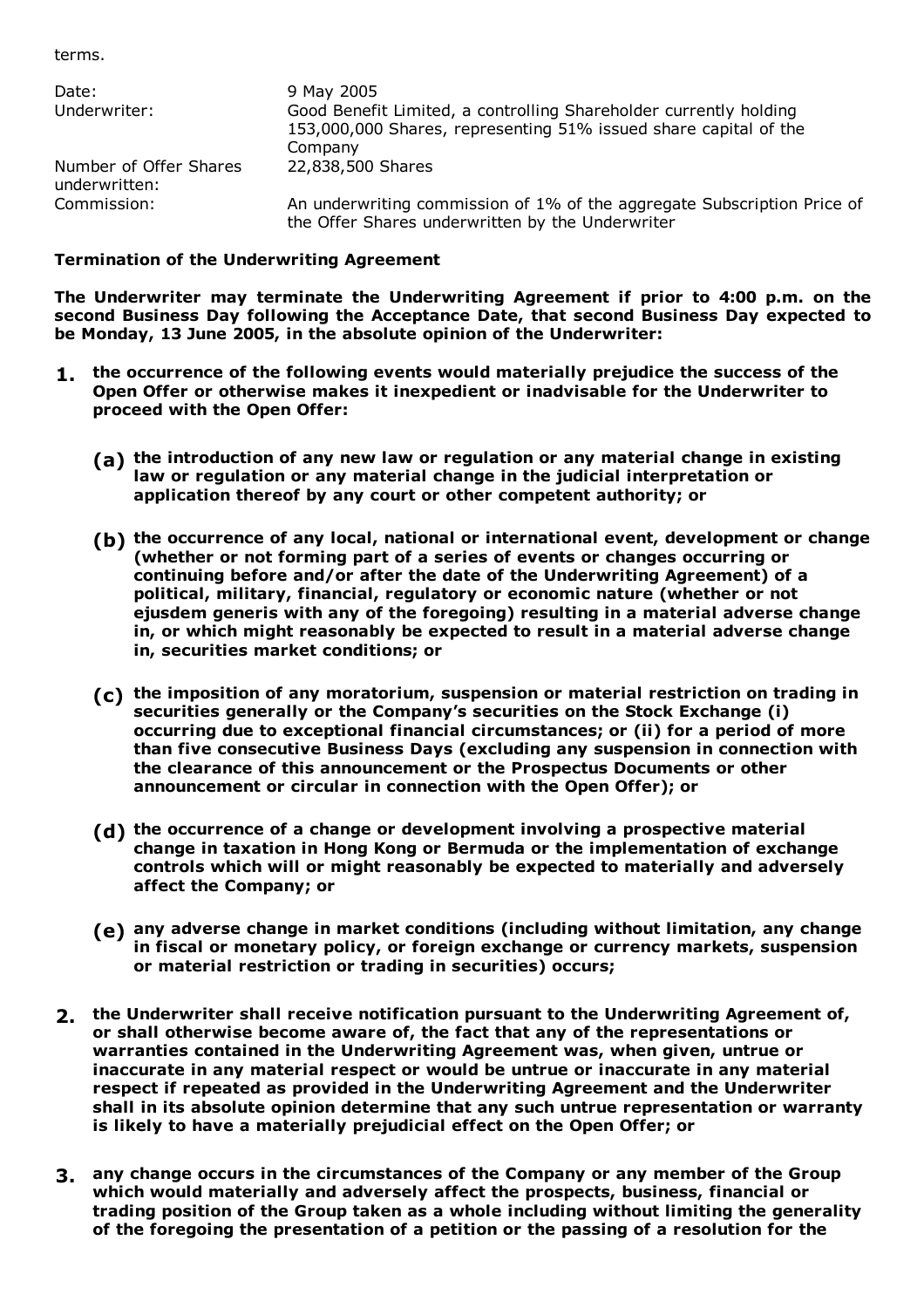terms.

| | |
|---|---|
| Date: | 9 May 2005 |
| Underwriter: | Good Benefit Limited, a controlling Shareholder currently holding 153,000,000 Shares, representing 51% issued share capital of the Company |
| Number of Offer Shares underwritten: | 22,838,500 Shares |
| Commission: | An underwriting commission of 1% of the aggregate Subscription Price of the Offer Shares underwritten by the Underwriter |

**Termination of the Underwriting Agreement**

**The Underwriter may terminate the Underwriting Agreement if prior to 4:00 p.m. on the second Business Day following the Acceptance Date, that second Business Day expected to be Monday, 13 June 2005, in the absolute opinion of the Underwriter:**

1. **the occurrence of the following events would materially prejudice the success of the Open Offer or otherwise makes it inexpedient or inadvisable for the Underwriter to proceed with the Open Offer:**

   **(a) the introduction of any new law or regulation or any material change in existing law or regulation or any material change in the judicial interpretation or application thereof by any court or other competent authority; or**

   **(b) the occurrence of any local, national or international event, development or change (whether or not forming part of a series of events or changes occurring or continuing before and/or after the date of the Underwriting Agreement) of a political, military, financial, regulatory or economic nature (whether or not ejusdem generis with any of the foregoing) resulting in a material adverse change in, or which might reasonably be expected to result in a material adverse change in, securities market conditions; or**

   **(c) the imposition of any moratorium, suspension or material restriction on trading in securities generally or the Company's securities on the Stock Exchange (i) occurring due to exceptional financial circumstances; or (ii) for a period of more than five consecutive Business Days (excluding any suspension in connection with the clearance of this announcement or the Prospectus Documents or other announcement or circular in connection with the Open Offer); or**

   **(d) the occurrence of a change or development involving a prospective material change in taxation in Hong Kong or Bermuda or the implementation of exchange controls which will or might reasonably be expected to materially and adversely affect the Company; or**

   **(e) any adverse change in market conditions (including without limitation, any change in fiscal or monetary policy, or foreign exchange or currency markets, suspension or material restriction or trading in securities) occurs;**

2. **the Underwriter shall receive notification pursuant to the Underwriting Agreement of, or shall otherwise become aware of, the fact that any of the representations or warranties contained in the Underwriting Agreement was, when given, untrue or inaccurate in any material respect or would be untrue or inaccurate in any material respect if repeated as provided in the Underwriting Agreement and the Underwriter shall in its absolute opinion determine that any such untrue representation or warranty is likely to have a materially prejudicial effect on the Open Offer; or**

3. **any change occurs in the circumstances of the Company or any member of the Group which would materially and adversely affect the prospects, business, financial or trading position of the Group taken as a whole including without limiting the generality of the foregoing the presentation of a petition or the passing of a resolution for the**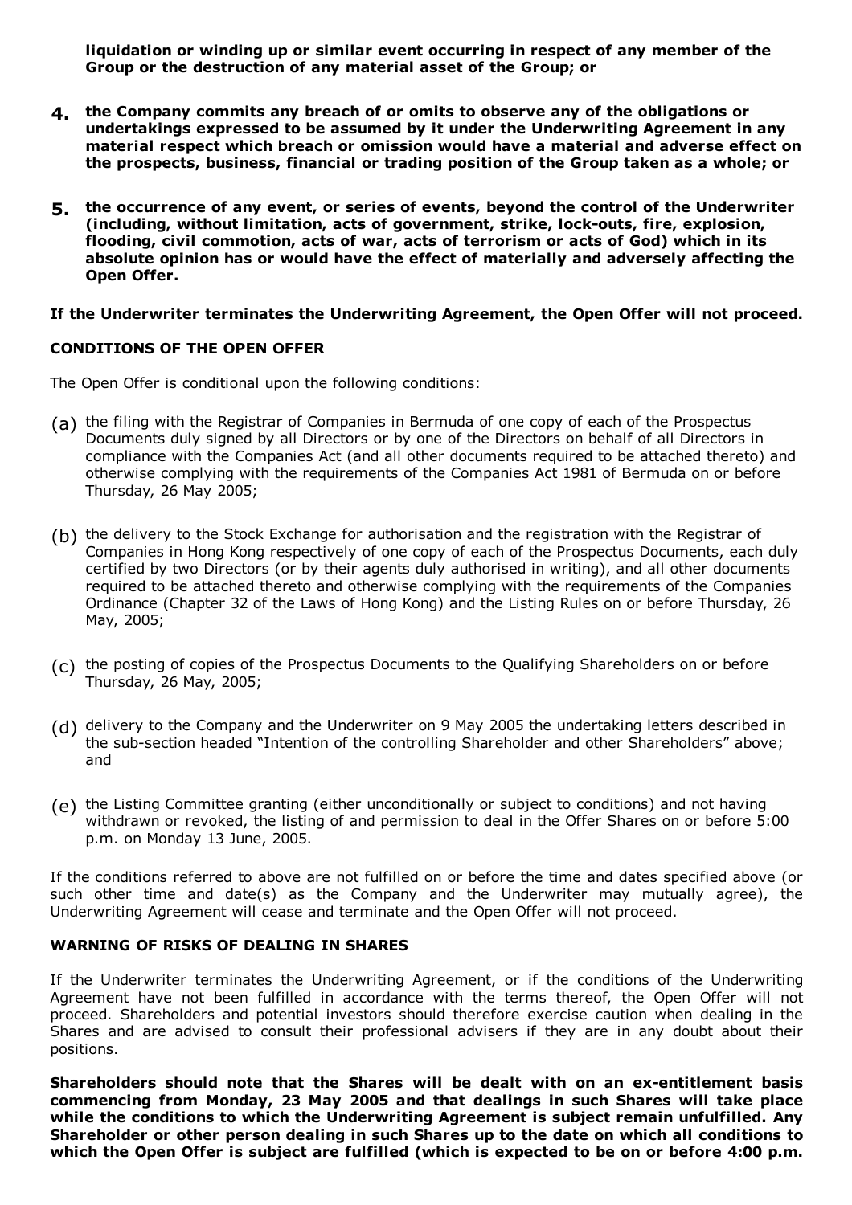**liquidation or winding up or similar event occurring in respect of any member of the Group or the destruction of any material asset of the Group; or**

4. **the Company commits any breach of or omits to observe any of the obligations or undertakings expressed to be assumed by it under the Underwriting Agreement in any material respect which breach or omission would have a material and adverse effect on the prospects, business, financial or trading position of the Group taken as a whole; or**

5. **the occurrence of any event, or series of events, beyond the control of the Underwriter (including, without limitation, acts of government, strike, lock-outs, fire, explosion, flooding, civil commotion, acts of war, acts of terrorism or acts of God) which in its absolute opinion has or would have the effect of materially and adversely affecting the Open Offer.**

**If the Underwriter terminates the Underwriting Agreement, the Open Offer will not proceed.**

**CONDITIONS OF THE OPEN OFFER**

The Open Offer is conditional upon the following conditions:

(a) the filing with the Registrar of Companies in Bermuda of one copy of each of the Prospectus Documents duly signed by all Directors or by one of the Directors on behalf of all Directors in compliance with the Companies Act (and all other documents required to be attached thereto) and otherwise complying with the requirements of the Companies Act 1981 of Bermuda on or before Thursday, 26 May 2005;

(b) the delivery to the Stock Exchange for authorisation and the registration with the Registrar of Companies in Hong Kong respectively of one copy of each of the Prospectus Documents, each duly certified by two Directors (or by their agents duly authorised in writing), and all other documents required to be attached thereto and otherwise complying with the requirements of the Companies Ordinance (Chapter 32 of the Laws of Hong Kong) and the Listing Rules on or before Thursday, 26 May, 2005;

(c) the posting of copies of the Prospectus Documents to the Qualifying Shareholders on or before Thursday, 26 May, 2005;

(d) delivery to the Company and the Underwriter on 9 May 2005 the undertaking letters described in the sub-section headed "Intention of the controlling Shareholder and other Shareholders" above; and

(e) the Listing Committee granting (either unconditionally or subject to conditions) and not having withdrawn or revoked, the listing of and permission to deal in the Offer Shares on or before 5:00 p.m. on Monday 13 June, 2005.

If the conditions referred to above are not fulfilled on or before the time and dates specified above (or such other time and date(s) as the Company and the Underwriter may mutually agree), the Underwriting Agreement will cease and terminate and the Open Offer will not proceed.

**WARNING OF RISKS OF DEALING IN SHARES**

If the Underwriter terminates the Underwriting Agreement, or if the conditions of the Underwriting Agreement have not been fulfilled in accordance with the terms thereof, the Open Offer will not proceed. Shareholders and potential investors should therefore exercise caution when dealing in the Shares and are advised to consult their professional advisers if they are in any doubt about their positions.

**Shareholders should note that the Shares will be dealt with on an ex-entitlement basis commencing from Monday, 23 May 2005 and that dealings in such Shares will take place while the conditions to which the Underwriting Agreement is subject remain unfulfilled. Any Shareholder or other person dealing in such Shares up to the date on which all conditions to which the Open Offer is subject are fulfilled (which is expected to be on or before 4:00 p.m.**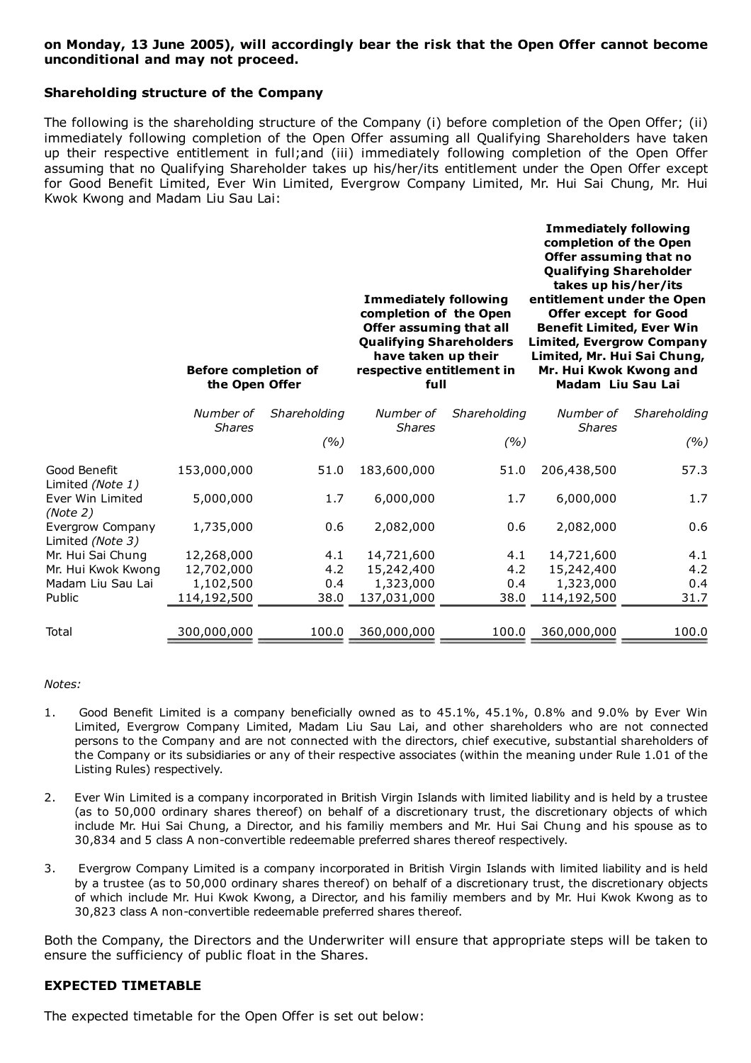**on Monday, 13 June 2005), will accordingly bear the risk that the Open Offer cannot become unconditional and may not proceed.**

### Shareholding structure of the Company

The following is the shareholding structure of the Company (i) before completion of the Open Offer; (ii) immediately following completion of the Open Offer assuming all Qualifying Shareholders have taken up their respective entitlement in full;and (iii) immediately following completion of the Open Offer assuming that no Qualifying Shareholder takes up his/her/its entitlement under the Open Offer except for Good Benefit Limited, Ever Win Limited, Evergrow Company Limited, Mr. Hui Sai Chung, Mr. Hui Kwok Kwong and Madam Liu Sau Lai:

| | **Before completion of the Open Offer** | | **Immediately following completion of the Open Offer assuming that all Qualifying Shareholders have taken up their respective entitlement in full** | | **Immediately following completion of the Open Offer assuming that no Qualifying Shareholder takes up his/her/its entitlement under the Open Offer except for Good Benefit Limited, Ever Win Limited, Evergrow Company Limited, Mr. Hui Sai Chung, Mr. Hui Kwok Kwong and Madam Liu Sau Lai** | |
|---|---|---|---|---|---|---|
| | *Number of Shares* | *Shareholding (%)* | *Number of Shares* | *Shareholding (%)* | *Number of Shares* | *Shareholding (%)* |
| Good Benefit Limited *(Note 1)* | 153,000,000 | 51.0 | 183,600,000 | 51.0 | 206,438,500 | 57.3 |
| Ever Win Limited *(Note 2)* | 5,000,000 | 1.7 | 6,000,000 | 1.7 | 6,000,000 | 1.7 |
| Evergrow Company Limited *(Note 3)* | 1,735,000 | 0.6 | 2,082,000 | 0.6 | 2,082,000 | 0.6 |
| Mr. Hui Sai Chung | 12,268,000 | 4.1 | 14,721,600 | 4.1 | 14,721,600 | 4.1 |
| Mr. Hui Kwok Kwong | 12,702,000 | 4.2 | 15,242,400 | 4.2 | 15,242,400 | 4.2 |
| Madam Liu Sau Lai | 1,102,500 | 0.4 | 1,323,000 | 0.4 | 1,323,000 | 0.4 |
| Public | 114,192,500 | 38.0 | 137,031,000 | 38.0 | 114,192,500 | 31.7 |
| Total | 300,000,000 | 100.0 | 360,000,000 | 100.0 | 360,000,000 | 100.0 |

*Notes:*

1. Good Benefit Limited is a company beneficially owned as to 45.1%, 45.1%, 0.8% and 9.0% by Ever Win Limited, Evergrow Company Limited, Madam Liu Sau Lai, and other shareholders who are not connected persons to the Company and are not connected with the directors, chief executive, substantial shareholders of the Company or its subsidiaries or any of their respective associates (within the meaning under Rule 1.01 of the Listing Rules) respectively.

2. Ever Win Limited is a company incorporated in British Virgin Islands with limited liability and is held by a trustee (as to 50,000 ordinary shares thereof) on behalf of a discretionary trust, the discretionary objects of which include Mr. Hui Sai Chung, a Director, and his familiy members and Mr. Hui Sai Chung and his spouse as to 30,834 and 5 class A non-convertible redeemable preferred shares thereof respectively.

3. Evergrow Company Limited is a company incorporated in British Virgin Islands with limited liability and is held by a trustee (as to 50,000 ordinary shares thereof) on behalf of a discretionary trust, the discretionary objects of which include Mr. Hui Kwok Kwong, a Director, and his familiy members and by Mr. Hui Kwok Kwong as to 30,823 class A non-convertible redeemable preferred shares thereof.

Both the Company, the Directors and the Underwriter will ensure that appropriate steps will be taken to ensure the sufficiency of public float in the Shares.

## EXPECTED TIMETABLE

The expected timetable for the Open Offer is set out below: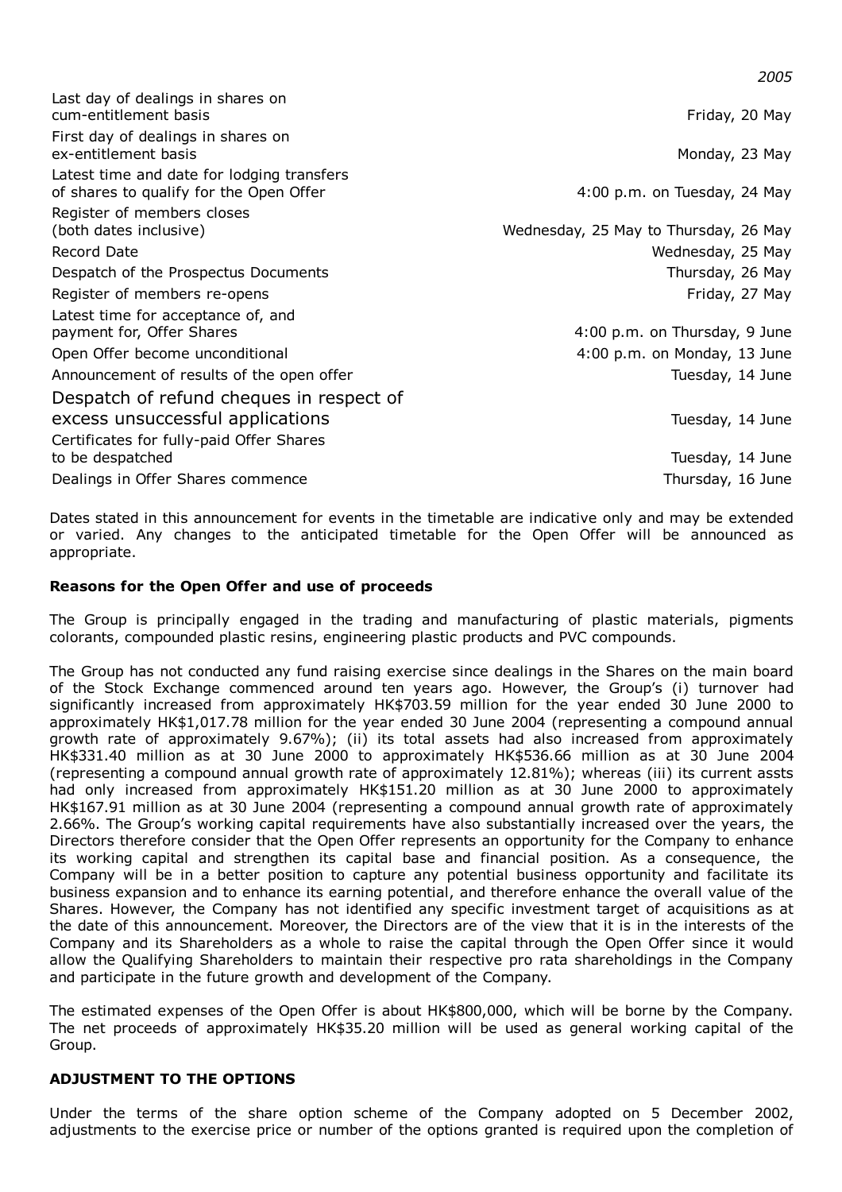| | 2005 |
|---|---|
| Last day of dealings in shares on cum-entitlement basis | Friday, 20 May |
| First day of dealings in shares on ex-entitlement basis | Monday, 23 May |
| Latest time and date for lodging transfers of shares to qualify for the Open Offer | 4:00 p.m. on Tuesday, 24 May |
| Register of members closes (both dates inclusive) | Wednesday, 25 May to Thursday, 26 May |
| Record Date | Wednesday, 25 May |
| Despatch of the Prospectus Documents | Thursday, 26 May |
| Register of members re-opens | Friday, 27 May |
| Latest time for acceptance of, and payment for, Offer Shares | 4:00 p.m. on Thursday, 9 June |
| Open Offer become unconditional | 4:00 p.m. on Monday, 13 June |
| Announcement of results of the open offer | Tuesday, 14 June |
| Despatch of refund cheques in respect of excess unsuccessful applications | Tuesday, 14 June |
| Certificates for fully-paid Offer Shares to be despatched | Tuesday, 14 June |
| Dealings in Offer Shares commence | Thursday, 16 June |

Dates stated in this announcement for events in the timetable are indicative only and may be extended or varied. Any changes to the anticipated timetable for the Open Offer will be announced as appropriate.

**Reasons for the Open Offer and use of proceeds**

The Group is principally engaged in the trading and manufacturing of plastic materials, pigments colorants, compounded plastic resins, engineering plastic products and PVC compounds.

The Group has not conducted any fund raising exercise since dealings in the Shares on the main board of the Stock Exchange commenced around ten years ago. However, the Group's (i) turnover had significantly increased from approximately HK$703.59 million for the year ended 30 June 2000 to approximately HK$1,017.78 million for the year ended 30 June 2004 (representing a compound annual growth rate of approximately 9.67%); (ii) its total assets had also increased from approximately HK$331.40 million as at 30 June 2000 to approximately HK$536.66 million as at 30 June 2004 (representing a compound annual growth rate of approximately 12.81%); whereas (iii) its current assts had only increased from approximately HK$151.20 million as at 30 June 2000 to approximately HK$167.91 million as at 30 June 2004 (representing a compound annual growth rate of approximately 2.66%. The Group's working capital requirements have also substantially increased over the years, the Directors therefore consider that the Open Offer represents an opportunity for the Company to enhance its working capital and strengthen its capital base and financial position. As a consequence, the Company will be in a better position to capture any potential business opportunity and facilitate its business expansion and to enhance its earning potential, and therefore enhance the overall value of the Shares. However, the Company has not identified any specific investment target of acquisitions as at the date of this announcement. Moreover, the Directors are of the view that it is in the interests of the Company and its Shareholders as a whole to raise the capital through the Open Offer since it would allow the Qualifying Shareholders to maintain their respective pro rata shareholdings in the Company and participate in the future growth and development of the Company.

The estimated expenses of the Open Offer is about HK$800,000, which will be borne by the Company. The net proceeds of approximately HK$35.20 million will be used as general working capital of the Group.

**ADJUSTMENT TO THE OPTIONS**

Under the terms of the share option scheme of the Company adopted on 5 December 2002, adjustments to the exercise price or number of the options granted is required upon the completion of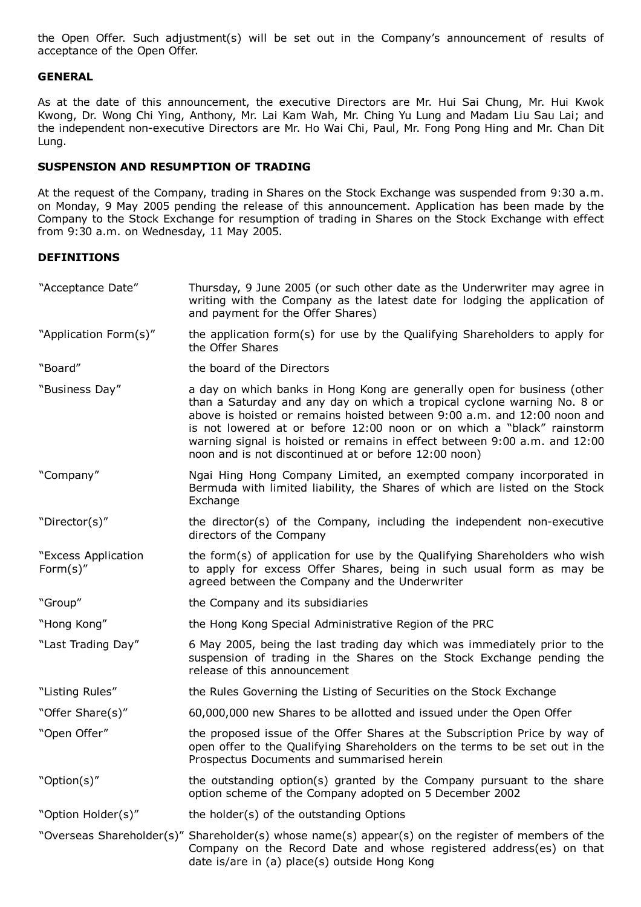the Open Offer. Such adjustment(s) will be set out in the Company's announcement of results of acceptance of the Open Offer.

## GENERAL

As at the date of this announcement, the executive Directors are Mr. Hui Sai Chung, Mr. Hui Kwok Kwong, Dr. Wong Chi Ying, Anthony, Mr. Lai Kam Wah, Mr. Ching Yu Lung and Madam Liu Sau Lai; and the independent non-executive Directors are Mr. Ho Wai Chi, Paul, Mr. Fong Pong Hing and Mr. Chan Dit Lung.

## SUSPENSION AND RESUMPTION OF TRADING

At the request of the Company, trading in Shares on the Stock Exchange was suspended from 9:30 a.m. on Monday, 9 May 2005 pending the release of this announcement. Application has been made by the Company to the Stock Exchange for resumption of trading in Shares on the Stock Exchange with effect from 9:30 a.m. on Wednesday, 11 May 2005.

## DEFINITIONS

| | |
|---|---|
| "Acceptance Date" | Thursday, 9 June 2005 (or such other date as the Underwriter may agree in writing with the Company as the latest date for lodging the application of and payment for the Offer Shares) |
| "Application Form(s)" | the application form(s) for use by the Qualifying Shareholders to apply for the Offer Shares |
| "Board" | the board of the Directors |
| "Business Day" | a day on which banks in Hong Kong are generally open for business (other than a Saturday and any day on which a tropical cyclone warning No. 8 or above is hoisted or remains hoisted between 9:00 a.m. and 12:00 noon and is not lowered at or before 12:00 noon or on which a "black" rainstorm warning signal is hoisted or remains in effect between 9:00 a.m. and 12:00 noon and is not discontinued at or before 12:00 noon) |
| "Company" | Ngai Hing Hong Company Limited, an exempted company incorporated in Bermuda with limited liability, the Shares of which are listed on the Stock Exchange |
| "Director(s)" | the director(s) of the Company, including the independent non-executive directors of the Company |
| "Excess Application Form(s)" | the form(s) of application for use by the Qualifying Shareholders who wish to apply for excess Offer Shares, being in such usual form as may be agreed between the Company and the Underwriter |
| "Group" | the Company and its subsidiaries |
| "Hong Kong" | the Hong Kong Special Administrative Region of the PRC |
| "Last Trading Day" | 6 May 2005, being the last trading day which was immediately prior to the suspension of trading in the Shares on the Stock Exchange pending the release of this announcement |
| "Listing Rules" | the Rules Governing the Listing of Securities on the Stock Exchange |
| "Offer Share(s)" | 60,000,000 new Shares to be allotted and issued under the Open Offer |
| "Open Offer" | the proposed issue of the Offer Shares at the Subscription Price by way of open offer to the Qualifying Shareholders on the terms to be set out in the Prospectus Documents and summarised herein |
| "Option(s)" | the outstanding option(s) granted by the Company pursuant to the share option scheme of the Company adopted on 5 December 2002 |
| "Option Holder(s)" | the holder(s) of the outstanding Options |
| "Overseas Shareholder(s)" | Shareholder(s) whose name(s) appear(s) on the register of members of the Company on the Record Date and whose registered address(es) on that date is/are in (a) place(s) outside Hong Kong |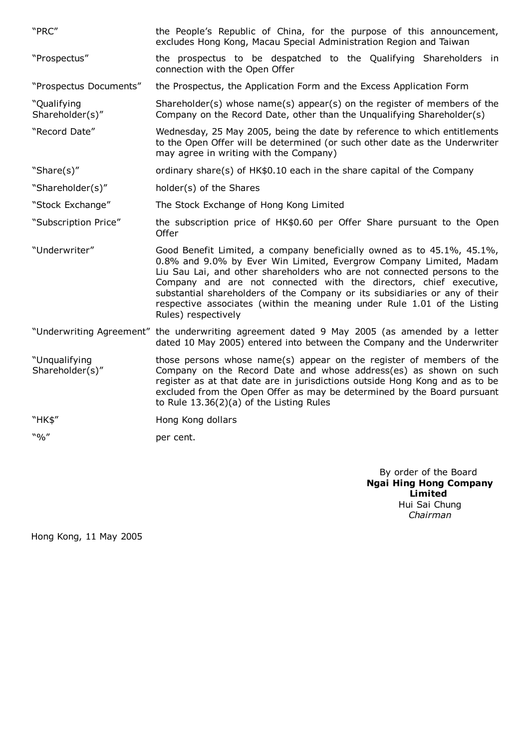| | |
|---|---|
| "PRC" | the People's Republic of China, for the purpose of this announcement, excludes Hong Kong, Macau Special Administration Region and Taiwan |
| "Prospectus" | the prospectus to be despatched to the Qualifying Shareholders in connection with the Open Offer |
| "Prospectus Documents" | the Prospectus, the Application Form and the Excess Application Form |
| "Qualifying Shareholder(s)" | Shareholder(s) whose name(s) appear(s) on the register of members of the Company on the Record Date, other than the Unqualifying Shareholder(s) |
| "Record Date" | Wednesday, 25 May 2005, being the date by reference to which entitlements to the Open Offer will be determined (or such other date as the Underwriter may agree in writing with the Company) |
| "Share(s)" | ordinary share(s) of HK$0.10 each in the share capital of the Company |
| "Shareholder(s)" | holder(s) of the Shares |
| "Stock Exchange" | The Stock Exchange of Hong Kong Limited |
| "Subscription Price" | the subscription price of HK$0.60 per Offer Share pursuant to the Open Offer |
| "Underwriter" | Good Benefit Limited, a company beneficially owned as to 45.1%, 45.1%, 0.8% and 9.0% by Ever Win Limited, Evergrow Company Limited, Madam Liu Sau Lai, and other shareholders who are not connected persons to the Company and are not connected with the directors, chief executive, substantial shareholders of the Company or its subsidiaries or any of their respective associates (within the meaning under Rule 1.01 of the Listing Rules) respectively |
| "Underwriting Agreement" | the underwriting agreement dated 9 May 2005 (as amended by a letter dated 10 May 2005) entered into between the Company and the Underwriter |
| "Unqualifying Shareholder(s)" | those persons whose name(s) appear on the register of members of the Company on the Record Date and whose address(es) as shown on such register as at that date are in jurisdictions outside Hong Kong and as to be excluded from the Open Offer as may be determined by the Board pursuant to Rule 13.36(2)(a) of the Listing Rules |
| "HK$" | Hong Kong dollars |
| "%" | per cent. |

By order of the Board
**Ngai Hing Hong Company Limited**
Hui Sai Chung
*Chairman*

Hong Kong, 11 May 2005